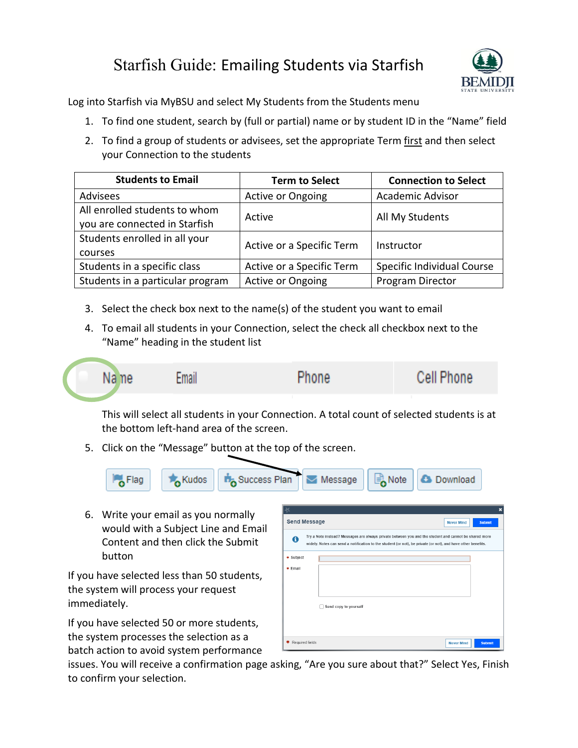# Starfish Guide: Emailing Students via Starfish

Log into Starfish via MyBSU and select My Students from the Students menu

1. To find one student, search by (full or partial) name or by student ID in the "Name" field
2. To find a group of students or advisees, set the appropriate Term first and then select your Connection to the students

| Students to Email | Term to Select | Connection to Select |
|---|---|---|
| Advisees | Active or Ongoing | Academic Advisor |
| All enrolled students to whom you are connected in Starfish | Active | All My Students |
| Students enrolled in all your courses | Active or a Specific Term | Instructor |
| Students in a specific class | Active or a Specific Term | Specific Individual Course |
| Students in a particular program | Active or Ongoing | Program Director |

3. Select the check box next to the name(s) of the student you want to email
4. To email all students in your Connection, select the check all checkbox next to the "Name" heading in the student list

   This will select all students in your Connection. A total count of selected students is at the bottom left-hand area of the screen.

5. Click on the "Message" button at the top of the screen.
6. Write your email as you normally would with a Subject Line and Email Content and then click the Submit button

If you have selected less than 50 students, the system will process your request immediately.

If you have selected 50 or more students, the system processes the selection as a batch action to avoid system performance issues. You will receive a confirmation page asking, "Are you sure about that?" Select Yes, Finish to confirm your selection.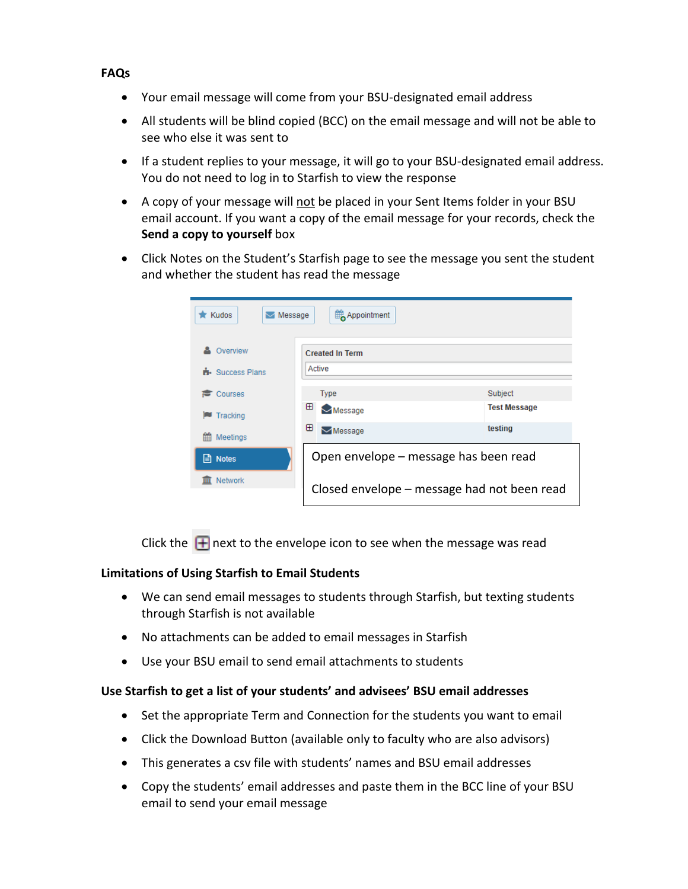**FAQs**

- Your email message will come from your BSU-designated email address
- All students will be blind copied (BCC) on the email message and will not be able to see who else it was sent to
- If a student replies to your message, it will go to your BSU-designated email address. You do not need to log in to Starfish to view the response
- A copy of your message will not be placed in your Sent Items folder in your BSU email account. If you want a copy of the email message for your records, check the **Send a copy to yourself** box
- Click Notes on the Student's Starfish page to see the message you sent the student and whether the student has read the message

Open envelope – message has been read

Closed envelope – message had not been read

Click the ⊞ next to the envelope icon to see when the message was read

**Limitations of Using Starfish to Email Students**

- We can send email messages to students through Starfish, but texting students through Starfish is not available
- No attachments can be added to email messages in Starfish
- Use your BSU email to send email attachments to students

**Use Starfish to get a list of your students' and advisees' BSU email addresses**

- Set the appropriate Term and Connection for the students you want to email
- Click the Download Button (available only to faculty who are also advisors)
- This generates a csv file with students' names and BSU email addresses
- Copy the students' email addresses and paste them in the BCC line of your BSU email to send your email message